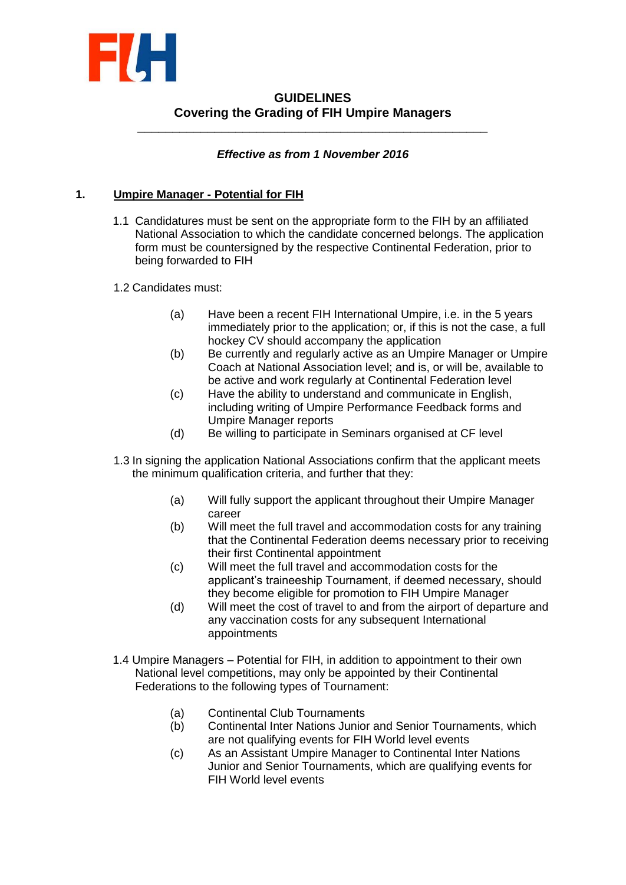# GUIDELINES
## Covering the Grading of FIH Umpire Managers

---

***Effective as from 1 November 2016***

## 1. <u>Umpire Manager - Potential for FIH</u>

1.1 Candidatures must be sent on the appropriate form to the FIH by an affiliated National Association to which the candidate concerned belongs. The application form must be countersigned by the respective Continental Federation, prior to being forwarded to FIH

1.2 Candidates must:

- (a) Have been a recent FIH International Umpire, i.e. in the 5 years immediately prior to the application; or, if this is not the case, a full hockey CV should accompany the application
- (b) Be currently and regularly active as an Umpire Manager or Umpire Coach at National Association level; and is, or will be, available to be active and work regularly at Continental Federation level
- (c) Have the ability to understand and communicate in English, including writing of Umpire Performance Feedback forms and Umpire Manager reports
- (d) Be willing to participate in Seminars organised at CF level

1.3 In signing the application National Associations confirm that the applicant meets the minimum qualification criteria, and further that they:

- (a) Will fully support the applicant throughout their Umpire Manager career
- (b) Will meet the full travel and accommodation costs for any training that the Continental Federation deems necessary prior to receiving their first Continental appointment
- (c) Will meet the full travel and accommodation costs for the applicant's traineeship Tournament, if deemed necessary, should they become eligible for promotion to FIH Umpire Manager
- (d) Will meet the cost of travel to and from the airport of departure and any vaccination costs for any subsequent International appointments

1.4 Umpire Managers – Potential for FIH, in addition to appointment to their own National level competitions, may only be appointed by their Continental Federations to the following types of Tournament:

- (a) Continental Club Tournaments
- (b) Continental Inter Nations Junior and Senior Tournaments, which are not qualifying events for FIH World level events
- (c) As an Assistant Umpire Manager to Continental Inter Nations Junior and Senior Tournaments, which are qualifying events for FIH World level events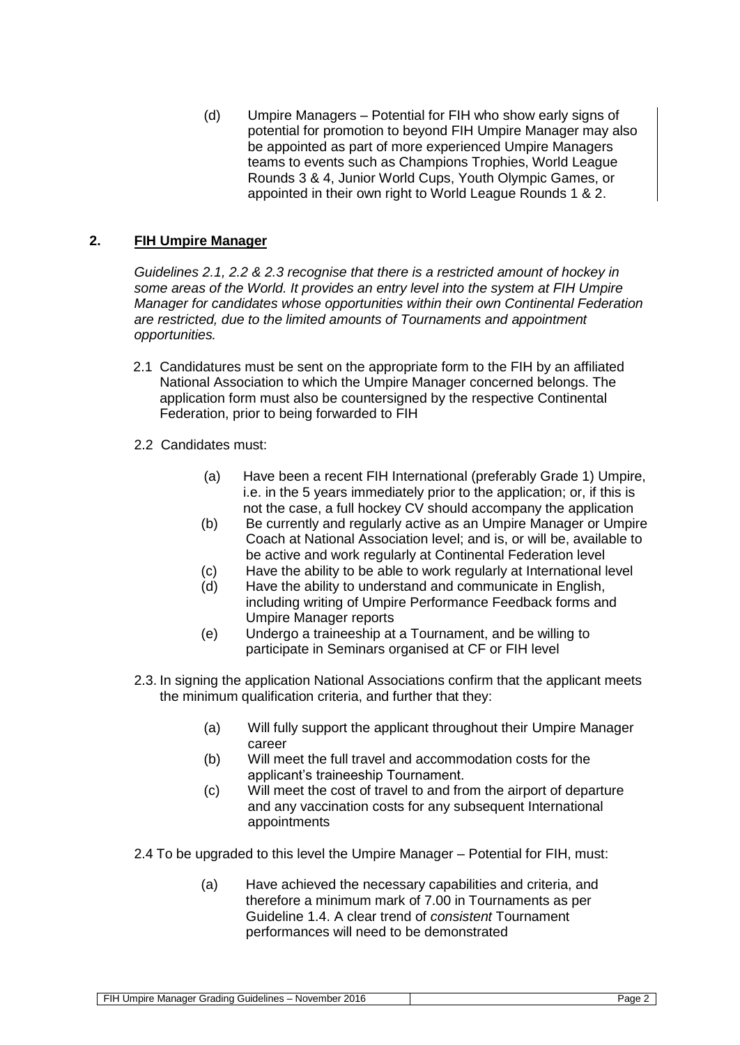(d) Umpire Managers – Potential for FIH who show early signs of potential for promotion to beyond FIH Umpire Manager may also be appointed as part of more experienced Umpire Managers teams to events such as Champions Trophies, World League Rounds 3 & 4, Junior World Cups, Youth Olympic Games, or appointed in their own right to World League Rounds 1 & 2.

## 2. FIH Umpire Manager

*Guidelines 2.1, 2.2 & 2.3 recognise that there is a restricted amount of hockey in some areas of the World. It provides an entry level into the system at FIH Umpire Manager for candidates whose opportunities within their own Continental Federation are restricted, due to the limited amounts of Tournaments and appointment opportunities.*

2.1 Candidatures must be sent on the appropriate form to the FIH by an affiliated National Association to which the Umpire Manager concerned belongs. The application form must also be countersigned by the respective Continental Federation, prior to being forwarded to FIH

2.2 Candidates must:

(a) Have been a recent FIH International (preferably Grade 1) Umpire, i.e. in the 5 years immediately prior to the application; or, if this is not the case, a full hockey CV should accompany the application

(b) Be currently and regularly active as an Umpire Manager or Umpire Coach at National Association level; and is, or will be, available to be active and work regularly at Continental Federation level

(c) Have the ability to be able to work regularly at International level

(d) Have the ability to understand and communicate in English, including writing of Umpire Performance Feedback forms and Umpire Manager reports

(e) Undergo a traineeship at a Tournament, and be willing to participate in Seminars organised at CF or FIH level

2.3. In signing the application National Associations confirm that the applicant meets the minimum qualification criteria, and further that they:

(a) Will fully support the applicant throughout their Umpire Manager career

(b) Will meet the full travel and accommodation costs for the applicant's traineeship Tournament.

(c) Will meet the cost of travel to and from the airport of departure and any vaccination costs for any subsequent International appointments

2.4 To be upgraded to this level the Umpire Manager – Potential for FIH, must:

(a) Have achieved the necessary capabilities and criteria, and therefore a minimum mark of 7.00 in Tournaments as per Guideline 1.4. A clear trend of *consistent* Tournament performances will need to be demonstrated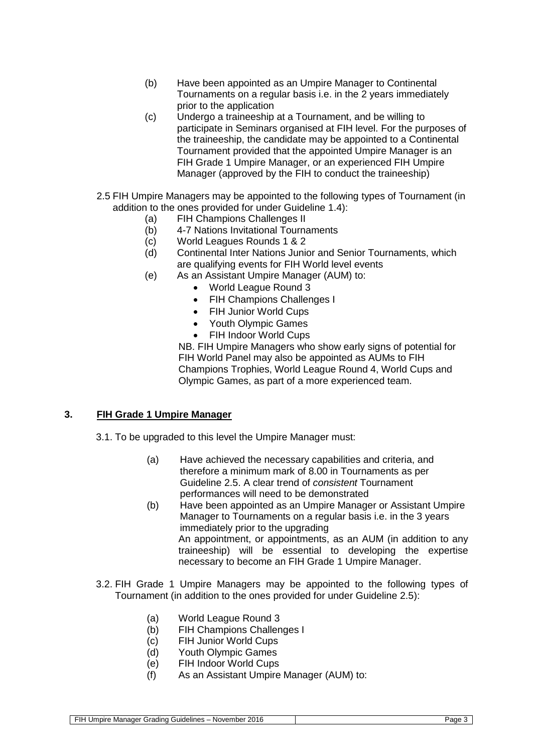(b) Have been appointed as an Umpire Manager to Continental Tournaments on a regular basis i.e. in the 2 years immediately prior to the application

(c) Undergo a traineeship at a Tournament, and be willing to participate in Seminars organised at FIH level. For the purposes of the traineeship, the candidate may be appointed to a Continental Tournament provided that the appointed Umpire Manager is an FIH Grade 1 Umpire Manager, or an experienced FIH Umpire Manager (approved by the FIH to conduct the traineeship)

2.5 FIH Umpire Managers may be appointed to the following types of Tournament (in addition to the ones provided for under Guideline 1.4):

(a) FIH Champions Challenges II

(b) 4-7 Nations Invitational Tournaments

(c) World Leagues Rounds 1 & 2

(d) Continental Inter Nations Junior and Senior Tournaments, which are qualifying events for FIH World level events

(e) As an Assistant Umpire Manager (AUM) to:

- World League Round 3
- FIH Champions Challenges I
- FIH Junior World Cups
- Youth Olympic Games
- FIH Indoor World Cups

NB. FIH Umpire Managers who show early signs of potential for FIH World Panel may also be appointed as AUMs to FIH Champions Trophies, World League Round 4, World Cups and Olympic Games, as part of a more experienced team.

## 3. FIH Grade 1 Umpire Manager

3.1. To be upgraded to this level the Umpire Manager must:

(a) Have achieved the necessary capabilities and criteria, and therefore a minimum mark of 8.00 in Tournaments as per Guideline 2.5. A clear trend of *consistent* Tournament performances will need to be demonstrated

(b) Have been appointed as an Umpire Manager or Assistant Umpire Manager to Tournaments on a regular basis i.e. in the 3 years immediately prior to the upgrading
An appointment, or appointments, as an AUM (in addition to any traineeship) will be essential to developing the expertise necessary to become an FIH Grade 1 Umpire Manager.

3.2. FIH Grade 1 Umpire Managers may be appointed to the following types of Tournament (in addition to the ones provided for under Guideline 2.5):

(a) World League Round 3

(b) FIH Champions Challenges I

(c) FIH Junior World Cups

(d) Youth Olympic Games

(e) FIH Indoor World Cups

(f) As an Assistant Umpire Manager (AUM) to: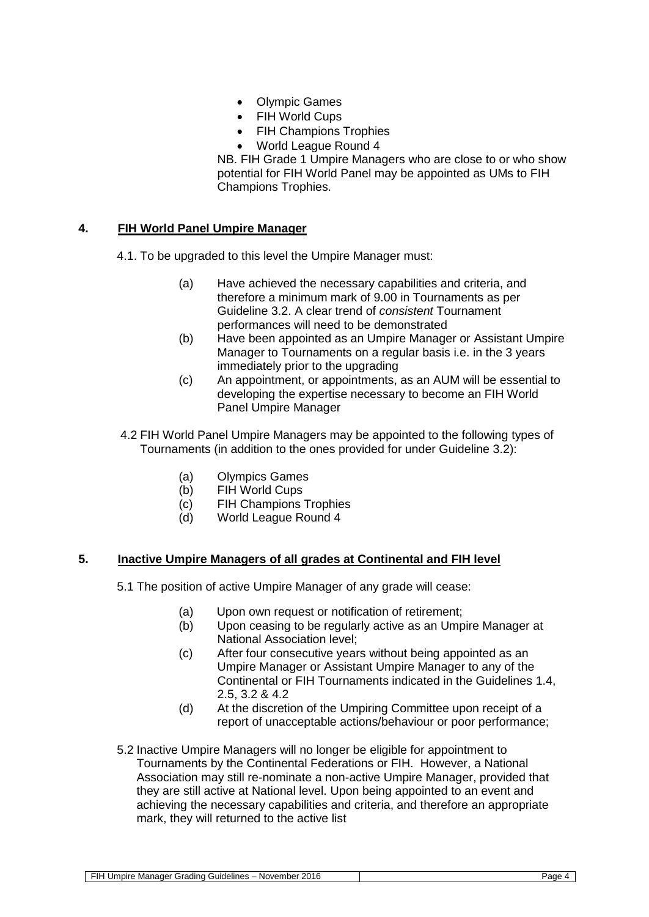- Olympic Games
- FIH World Cups
- FIH Champions Trophies
- World League Round 4

NB. FIH Grade 1 Umpire Managers who are close to or who show potential for FIH World Panel may be appointed as UMs to FIH Champions Trophies.

## 4. FIH World Panel Umpire Manager

4.1. To be upgraded to this level the Umpire Manager must:

(a) Have achieved the necessary capabilities and criteria, and therefore a minimum mark of 9.00 in Tournaments as per Guideline 3.2. A clear trend of *consistent* Tournament performances will need to be demonstrated

(b) Have been appointed as an Umpire Manager or Assistant Umpire Manager to Tournaments on a regular basis i.e. in the 3 years immediately prior to the upgrading

(c) An appointment, or appointments, as an AUM will be essential to developing the expertise necessary to become an FIH World Panel Umpire Manager

4.2 FIH World Panel Umpire Managers may be appointed to the following types of Tournaments (in addition to the ones provided for under Guideline 3.2):

(a) Olympics Games
(b) FIH World Cups
(c) FIH Champions Trophies
(d) World League Round 4

## 5. Inactive Umpire Managers of all grades at Continental and FIH level

5.1 The position of active Umpire Manager of any grade will cease:

(a) Upon own request or notification of retirement;

(b) Upon ceasing to be regularly active as an Umpire Manager at National Association level;

(c) After four consecutive years without being appointed as an Umpire Manager or Assistant Umpire Manager to any of the Continental or FIH Tournaments indicated in the Guidelines 1.4, 2.5, 3.2 & 4.2

(d) At the discretion of the Umpiring Committee upon receipt of a report of unacceptable actions/behaviour or poor performance;

5.2 Inactive Umpire Managers will no longer be eligible for appointment to Tournaments by the Continental Federations or FIH. However, a National Association may still re-nominate a non-active Umpire Manager, provided that they are still active at National level. Upon being appointed to an event and achieving the necessary capabilities and criteria, and therefore an appropriate mark, they will returned to the active list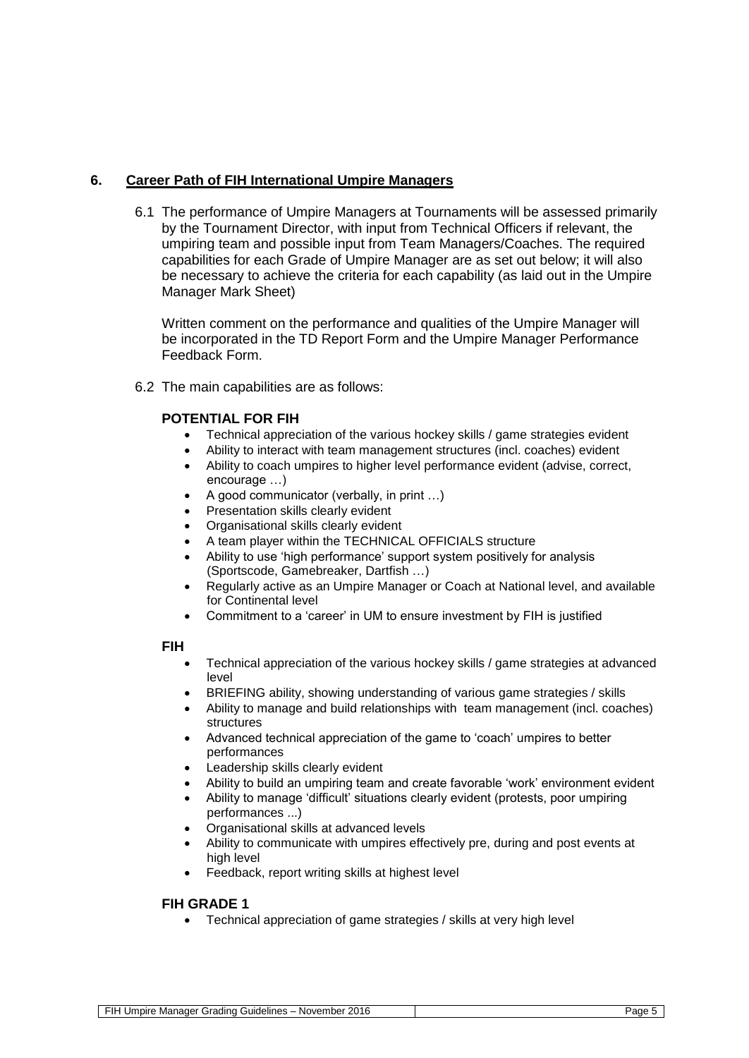## 6. Career Path of FIH International Umpire Managers

6.1 The performance of Umpire Managers at Tournaments will be assessed primarily by the Tournament Director, with input from Technical Officers if relevant, the umpiring team and possible input from Team Managers/Coaches. The required capabilities for each Grade of Umpire Manager are as set out below; it will also be necessary to achieve the criteria for each capability (as laid out in the Umpire Manager Mark Sheet)

Written comment on the performance and qualities of the Umpire Manager will be incorporated in the TD Report Form and the Umpire Manager Performance Feedback Form.

6.2 The main capabilities are as follows:

### POTENTIAL FOR FIH

- Technical appreciation of the various hockey skills / game strategies evident
- Ability to interact with team management structures (incl. coaches) evident
- Ability to coach umpires to higher level performance evident (advise, correct, encourage …)
- A good communicator (verbally, in print …)
- Presentation skills clearly evident
- Organisational skills clearly evident
- A team player within the TECHNICAL OFFICIALS structure
- Ability to use 'high performance' support system positively for analysis (Sportscode, Gamebreaker, Dartfish …)
- Regularly active as an Umpire Manager or Coach at National level, and available for Continental level
- Commitment to a 'career' in UM to ensure investment by FIH is justified

### FIH

- Technical appreciation of the various hockey skills / game strategies at advanced level
- BRIEFING ability, showing understanding of various game strategies / skills
- Ability to manage and build relationships with team management (incl. coaches) structures
- Advanced technical appreciation of the game to 'coach' umpires to better performances
- Leadership skills clearly evident
- Ability to build an umpiring team and create favorable 'work' environment evident
- Ability to manage 'difficult' situations clearly evident (protests, poor umpiring performances ...)
- Organisational skills at advanced levels
- Ability to communicate with umpires effectively pre, during and post events at high level
- Feedback, report writing skills at highest level

### FIH GRADE 1

- Technical appreciation of game strategies / skills at very high level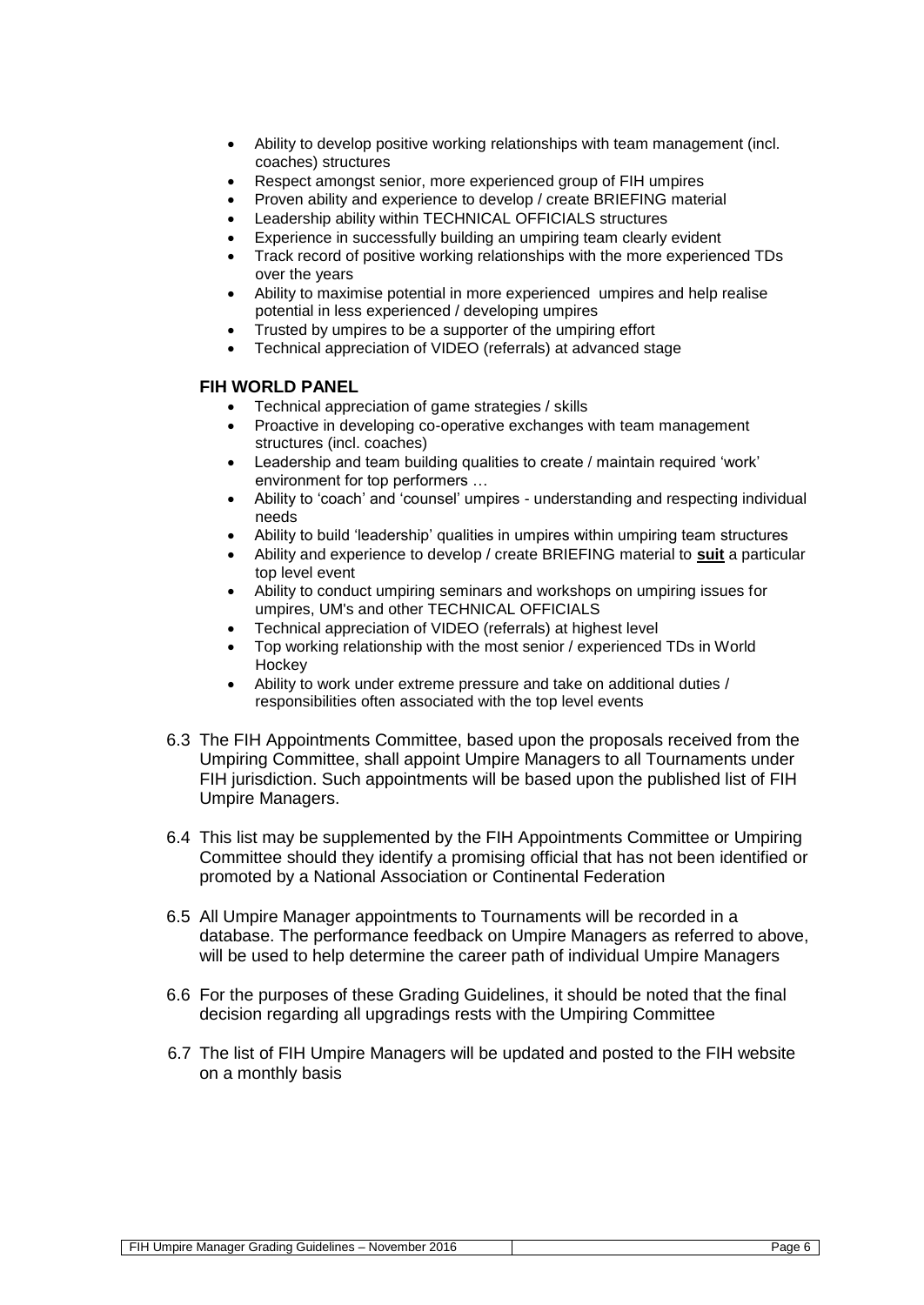- Ability to develop positive working relationships with team management (incl. coaches) structures
- Respect amongst senior, more experienced group of FIH umpires
- Proven ability and experience to develop / create BRIEFING material
- Leadership ability within TECHNICAL OFFICIALS structures
- Experience in successfully building an umpiring team clearly evident
- Track record of positive working relationships with the more experienced TDs over the years
- Ability to maximise potential in more experienced umpires and help realise potential in less experienced / developing umpires
- Trusted by umpires to be a supporter of the umpiring effort
- Technical appreciation of VIDEO (referrals) at advanced stage

**FIH WORLD PANEL**

- Technical appreciation of game strategies / skills
- Proactive in developing co-operative exchanges with team management structures (incl. coaches)
- Leadership and team building qualities to create / maintain required 'work' environment for top performers …
- Ability to 'coach' and 'counsel' umpires - understanding and respecting individual needs
- Ability to build 'leadership' qualities in umpires within umpiring team structures
- Ability and experience to develop / create BRIEFING material to **suit** a particular top level event
- Ability to conduct umpiring seminars and workshops on umpiring issues for umpires, UM's and other TECHNICAL OFFICIALS
- Technical appreciation of VIDEO (referrals) at highest level
- Top working relationship with the most senior / experienced TDs in World Hockey
- Ability to work under extreme pressure and take on additional duties / responsibilities often associated with the top level events

6.3 The FIH Appointments Committee, based upon the proposals received from the Umpiring Committee, shall appoint Umpire Managers to all Tournaments under FIH jurisdiction. Such appointments will be based upon the published list of FIH Umpire Managers.

6.4 This list may be supplemented by the FIH Appointments Committee or Umpiring Committee should they identify a promising official that has not been identified or promoted by a National Association or Continental Federation

6.5 All Umpire Manager appointments to Tournaments will be recorded in a database. The performance feedback on Umpire Managers as referred to above, will be used to help determine the career path of individual Umpire Managers

6.6 For the purposes of these Grading Guidelines, it should be noted that the final decision regarding all upgradings rests with the Umpiring Committee

6.7 The list of FIH Umpire Managers will be updated and posted to the FIH website on a monthly basis